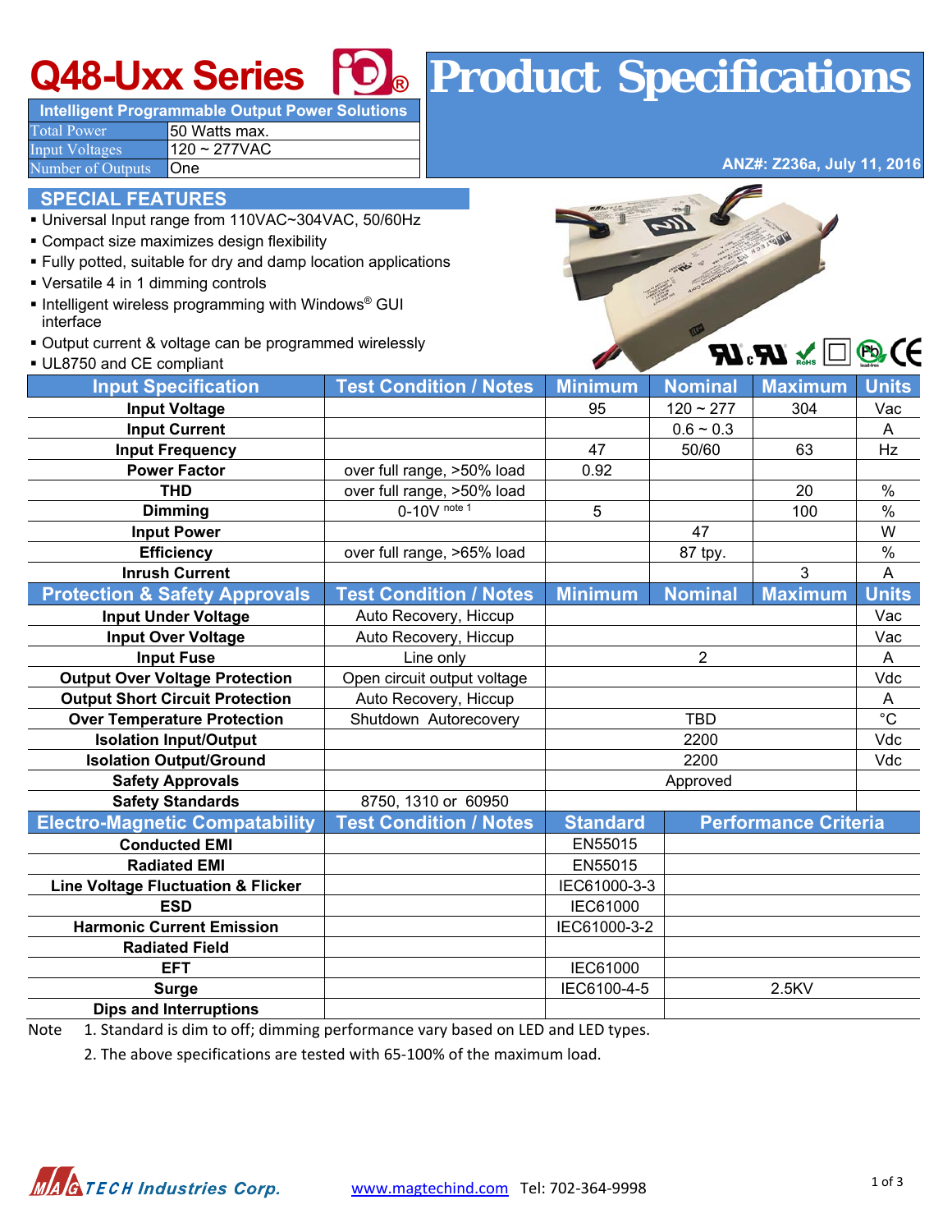# Q48-Uxx Series Product Specifications

**Intelligent Programmable Output Power Solutions**

| | |
|---|---|
| Total Power | 50 Watts max. |
| Input Voltages | 120 ~ 277VAC |
| Number of Outputs | One |

ANZ#: Z236a, July 11, 2016

## SPECIAL FEATURES

- Universal Input range from 110VAC~304VAC, 50/60Hz
- Compact size maximizes design flexibility
- Fully potted, suitable for dry and damp location applications
- Versatile 4 in 1 dimming controls
- Intelligent wireless programming with Windows® GUI interface
- Output current & voltage can be programmed wirelessly
- UL8750 and CE compliant

| Input Specification | Test Condition / Notes | Minimum | Nominal | Maximum | Units |
|---|---|---|---|---|---|
| **Input Voltage** | | 95 | 120 ~ 277 | 304 | Vac |
| **Input Current** | | | 0.6 ~ 0.3 | | A |
| **Input Frequency** | | 47 | 50/60 | 63 | Hz |
| **Power Factor** | over full range, >50% load | 0.92 | | | |
| **THD** | over full range, >50% load | | | 20 | % |
| **Dimming** | 0-10V note 1 | 5 | | 100 | % |
| **Input Power** | | | 47 | | W |
| **Efficiency** | over full range, >65% load | | 87 tpy. | | % |
| **Inrush Current** | | | | 3 | A |

| Protection & Safety Approvals | Test Condition / Notes | Minimum | Nominal | Maximum | Units |
|---|---|---|---|---|---|
| **Input Under Voltage** | Auto Recovery, Hiccup | | | | Vac |
| **Input Over Voltage** | Auto Recovery, Hiccup | | | | Vac |
| **Input Fuse** | Line only | | 2 | | A |
| **Output Over Voltage Protection** | Open circuit output voltage | | | | Vdc |
| **Output Short Circuit Protection** | Auto Recovery, Hiccup | | | | A |
| **Over Temperature Protection** | Shutdown Autorecovery | | TBD | | °C |
| **Isolation Input/Output** | | | 2200 | | Vdc |
| **Isolation Output/Ground** | | | 2200 | | Vdc |
| **Safety Approvals** | | | Approved | | |
| **Safety Standards** | 8750, 1310 or 60950 | | | | |

| Electro-Magnetic Compatability | Test Condition / Notes | Standard | Performance Criteria |
|---|---|---|---|
| **Conducted EMI** | | EN55015 | |
| **Radiated EMI** | | EN55015 | |
| **Line Voltage Fluctuation & Flicker** | | IEC61000-3-3 | |
| **ESD** | | IEC61000 | |
| **Harmonic Current Emission** | | IEC61000-3-2 | |
| **Radiated Field** | | | |
| **EFT** | | IEC61000 | |
| **Surge** | | IEC6100-4-5 | 2.5KV |
| **Dips and Interruptions** | | | |

Note 1. Standard is dim to off; dimming performance vary based on LED and LED types.

2. The above specifications are tested with 65-100% of the maximum load.

MAGTECH Industries Corp. www.magtechind.com Tel: 702-364-9998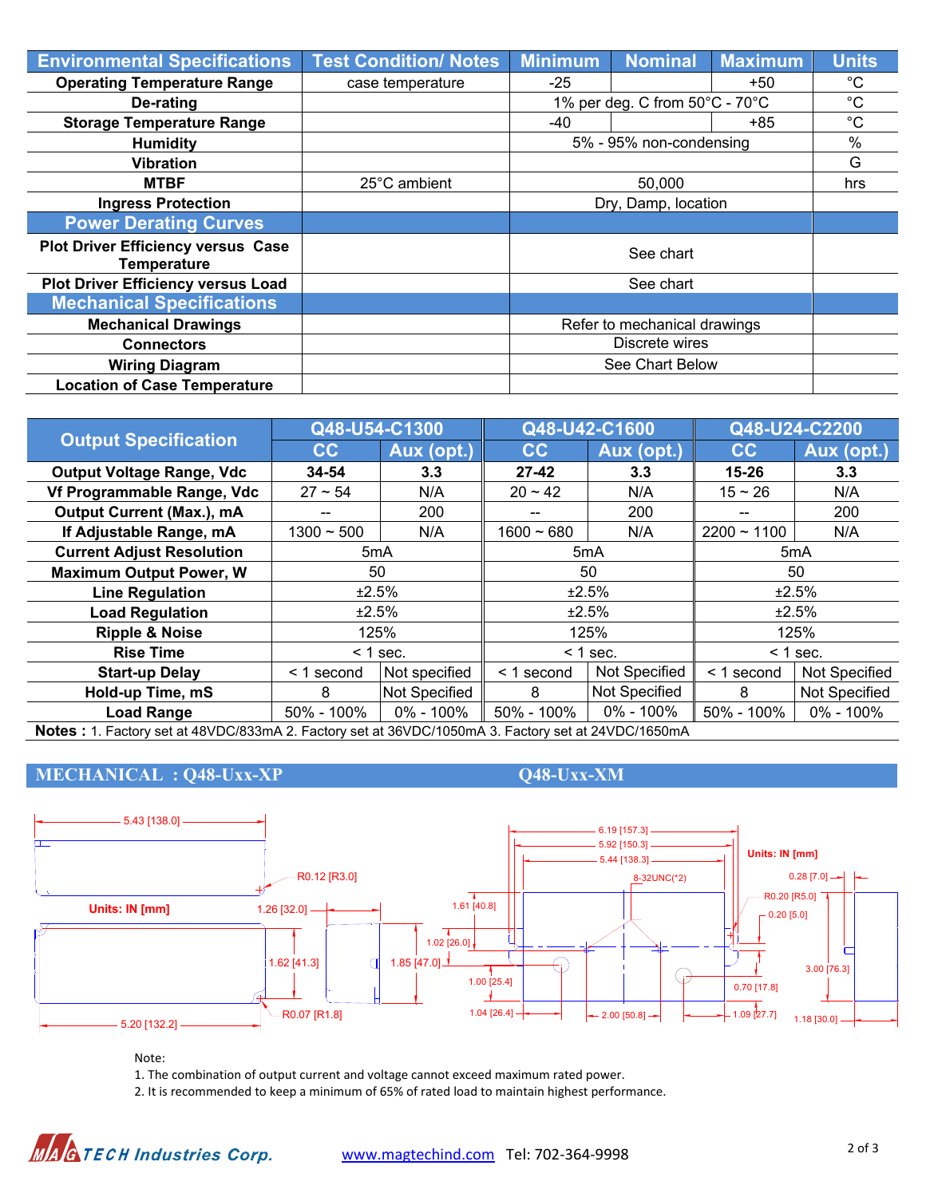| Environmental Specifications | Test Condition/ Notes | Minimum | Nominal | Maximum | Units |
|---|---|---|---|---|---|
| Operating Temperature Range | case temperature | -25 | | +50 | °C |
| De-rating | | 1% per deg. C from 50°C - 70°C | | | °C |
| Storage Temperature Range | | -40 | | +85 | °C |
| Humidity | | 5% - 95% non-condensing | | | % |
| Vibration | | | | | G |
| MTBF | 25°C ambient | 50,000 | | | hrs |
| Ingress Protection | | Dry, Damp, location | | | |
| **Power Derating Curves** | | | | | |
| Plot Driver Efficiency versus Case Temperature | | See chart | | | |
| Plot Driver Efficiency versus Load | | See chart | | | |
| **Mechanical Specifications** | | | | | |
| Mechanical Drawings | | Refer to mechanical drawings | | | |
| Connectors | | Discrete wires | | | |
| Wiring Diagram | | See Chart Below | | | |
| Location of Case Temperature | | | | | |

| Output Specification | Q48-U54-C1300 | | Q48-U42-C1600 | | Q48-U24-C2200 | |
|---|---|---|---|---|---|---|
| | CC | Aux (opt.) | CC | Aux (opt.) | CC | Aux (opt.) |
| Output Voltage Range, Vdc | **34-54** | **3.3** | **27-42** | **3.3** | **15-26** | **3.3** |
| Vf Programmable Range, Vdc | 27 ~ 54 | N/A | 20 ~ 42 | N/A | 15 ~ 26 | N/A |
| Output Current (Max.), mA | -- | 200 | -- | 200 | -- | 200 |
| If Adjustable Range, mA | 1300 ~ 500 | N/A | 1600 ~ 680 | N/A | 2200 ~ 1100 | N/A |
| Current Adjust Resolution | 5mA | | 5mA | | 5mA | |
| Maximum Output Power, W | 50 | | 50 | | 50 | |
| Line Regulation | ±2.5% | | ±2.5% | | ±2.5% | |
| Load Regulation | ±2.5% | | ±2.5% | | ±2.5% | |
| Ripple & Noise | 125% | | 125% | | 125% | |
| Rise Time | < 1 sec. | | < 1 sec. | | < 1 sec. | |
| Start-up Delay | < 1 second | Not specified | < 1 second | Not Specified | < 1 second | Not Specified |
| Hold-up Time, mS | 8 | Not Specified | 8 | Not Specified | 8 | Not Specified |
| Load Range | 50% - 100% | 0% - 100% | 50% - 100% | 0% - 100% | 50% - 100% | 0% - 100% |

**Notes :** 1. Factory set at 48VDC/833mA 2. Factory set at 36VDC/1050mA 3. Factory set at 24VDC/1650mA

## MECHANICAL : Q48-Uxx-XP    Q48-Uxx-XM

Units: IN [mm]

5.43 [138.0]; R0.12 [R3.0]; 1.26 [32.0]; 1.62 [41.3]; 1.85 [47.0]; R0.07 [R1.8]; 5.20 [132.2]

Units: IN [mm]

6.19 [157.3]; 5.92 [150.3]; 5.44 [138.3]; 8-32UNC(*2); 1.61 [40.8]; 1.02 [26.0]; 1.00 [25.4]; 1.04 [26.4]; 2.00 [50.8]; 1.09 [27.7]; 0.70 [17.8]; 0.28 [7.0]; R0.20 [R5.0]; 0.20 [5.0]; 3.00 [76.3]; 1.18 [30.0]

Note:
1. The combination of output current and voltage cannot exceed maximum rated power.
2. It is recommended to keep a minimum of 65% of rated load to maintain highest performance.

MAGTECH Industries Corp. www.magtechind.com Tel: 702-364-9998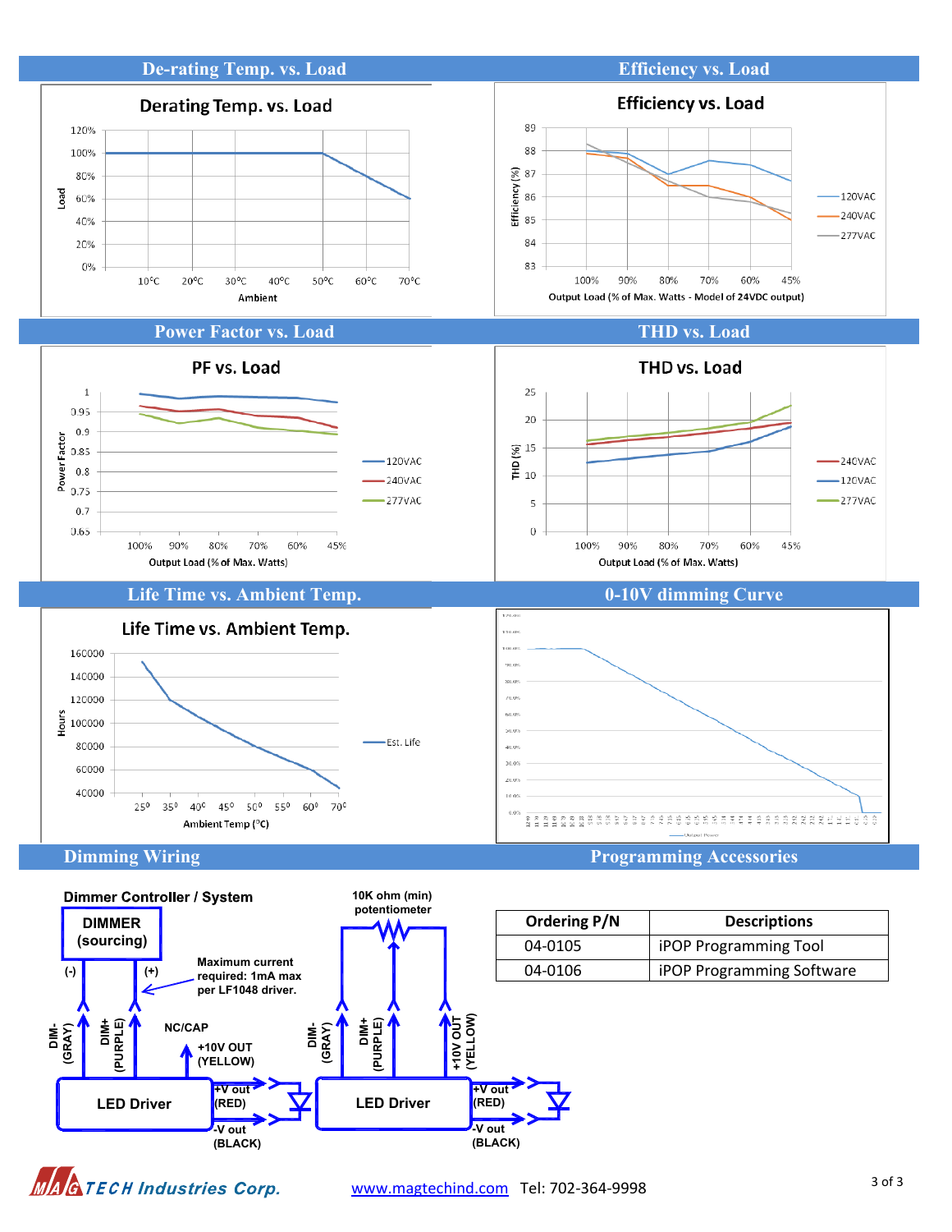## De-rating Temp. vs. Load

Derating Temp. vs. Load

120%
100%
80%
60%
40%
20%
0%

Load

10°C 20°C 30°C 40°C 50°C 60°C 70°C

Ambient

## Efficiency vs. Load

Efficiency vs. Load

89
88
87
86
85
84
83

Efficiency (%)

100% 90% 80% 70% 60% 45%

Output Load (% of Max. Watts - Model of 24VDC output)

120VAC
240VAC
277VAC

## Power Factor vs. Load

PF vs. Load

1
0.95
0.9
0.85
0.8
0.75
0.7
0.65

Power Factor

100% 90% 80% 70% 60% 45%

Output Load (% of Max. Watts)

120VAC
240VAC
277VAC

## THD vs. Load

THD vs. Load

25
20
15
10
5
0

THD [%]

100% 90% 80% 70% 60% 45%

Output Load (% of Max. Watts)

240VAC
120VAC
277VAC

## Life Time vs. Ambient Temp.

Life Time vs. Ambient Temp.

160000
140000
120000
100000
80000
60000
40000

Hours

25° 35° 40° 45° 50° 55° 60° 70°

Ambient Temp (°C)

Est. Life

## 0-10V dimming Curve

Output Power

## Dimming Wiring

Dimmer Controller / System

DIMMER (sourcing)

(-) (+)

Maximum current required: 1mA max per LF1048 driver.

DIM- (GRAY)

DIM+ (PURPLE)

NC/CAP

+10V OUT (YELLOW)

LED Driver

+V out (RED)

-V out (BLACK)

10K ohm (min) potentiometer

DIM- (GRAY)

DIM+ (PURPLE)

+10V OUT (YELLOW)

LED Driver

+V out (RED)

-V out (BLACK)

## Programming Accessories

| Ordering P/N | Descriptions |
| --- | --- |
| 04-0105 | iPOP Programming Tool |
| 04-0106 | iPOP Programming Software |

MAGTECH Industries Corp. www.magtechind.com Tel: 702-364-9998